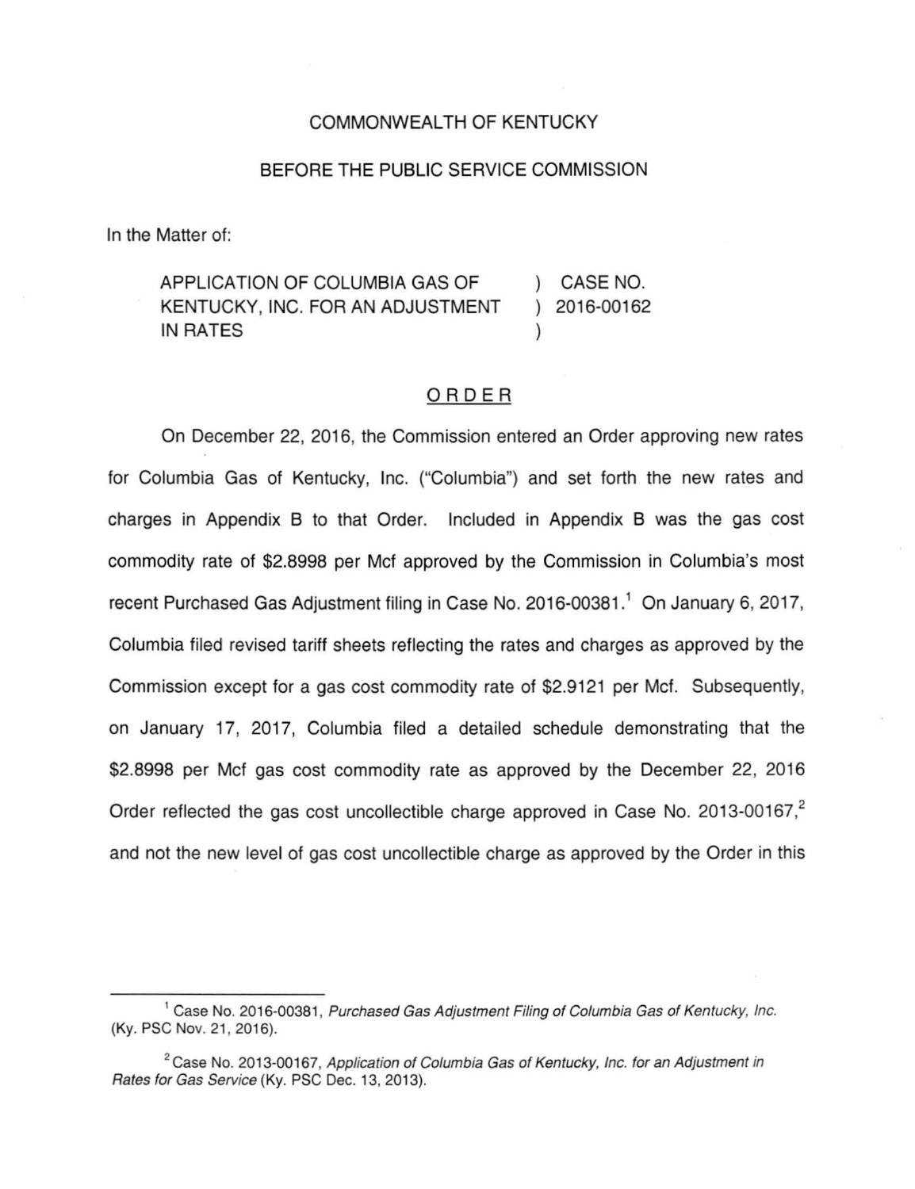COMMONWEALTH OF KENTUCKY

BEFORE THE PUBLIC SERVICE COMMISSION

In the Matter of:

| | | |
|---|---|---|
| APPLICATION OF COLUMBIA GAS OF KENTUCKY, INC. FOR AN ADJUSTMENT IN RATES | ) ) ) | CASE NO. 2016-00162 |

## ORDER

On December 22, 2016, the Commission entered an Order approving new rates for Columbia Gas of Kentucky, Inc. ("Columbia") and set forth the new rates and charges in Appendix B to that Order. Included in Appendix B was the gas cost commodity rate of $2.8998 per Mcf approved by the Commission in Columbia's most recent Purchased Gas Adjustment filing in Case No. 2016-00381.[1] On January 6, 2017, Columbia filed revised tariff sheets reflecting the rates and charges as approved by the Commission except for a gas cost commodity rate of $2.9121 per Mcf. Subsequently, on January 17, 2017, Columbia filed a detailed schedule demonstrating that the $2.8998 per Mcf gas cost commodity rate as approved by the December 22, 2016 Order reflected the gas cost uncollectible charge approved in Case No. 2013-00167,[2] and not the new level of gas cost uncollectible charge as approved by the Order in this

---

[1] Case No. 2016-00381, *Purchased Gas Adjustment Filing of Columbia Gas of Kentucky, Inc.* (Ky. PSC Nov. 21, 2016).

[2] Case No. 2013-00167, *Application of Columbia Gas of Kentucky, Inc. for an Adjustment in Rates for Gas Service* (Ky. PSC Dec. 13, 2013).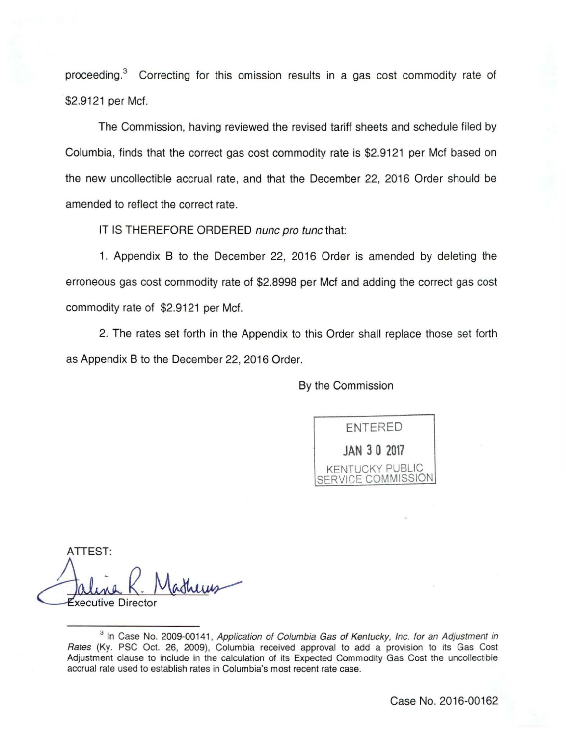proceeding.[3] Correcting for this omission results in a gas cost commodity rate of $2.9121 per Mcf.

The Commission, having reviewed the revised tariff sheets and schedule filed by Columbia, finds that the correct gas cost commodity rate is $2.9121 per Mcf based on the new uncollectible accrual rate, and that the December 22, 2016 Order should be amended to reflect the correct rate.

IT IS THEREFORE ORDERED *nunc pro tunc* that:

1. Appendix B to the December 22, 2016 Order is amended by deleting the erroneous gas cost commodity rate of $2.8998 per Mcf and adding the correct gas cost commodity rate of $2.9121 per Mcf.

2. The rates set forth in the Appendix to this Order shall replace those set forth as Appendix B to the December 22, 2016 Order.

By the Commission

ENTERED
JAN 30 2017
KENTUCKY PUBLIC SERVICE COMMISSION

ATTEST:

Executive Director

---

[3] In Case No. 2009-00141, *Application of Columbia Gas of Kentucky, Inc. for an Adjustment in Rates* (Ky. PSC Oct. 26, 2009), Columbia received approval to add a provision to its Gas Cost Adjustment clause to include in the calculation of its Expected Commodity Gas Cost the uncollectible accrual rate used to establish rates in Columbia's most recent rate case.

Case No. 2016-00162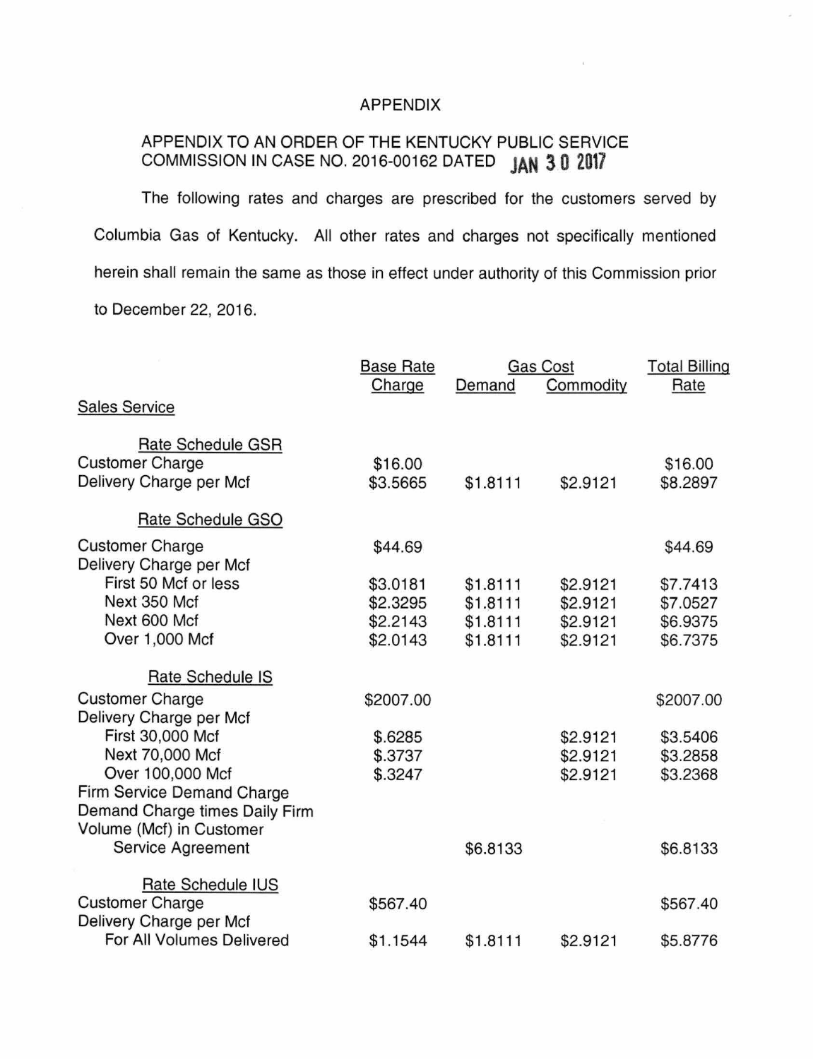APPENDIX

APPENDIX TO AN ORDER OF THE KENTUCKY PUBLIC SERVICE COMMISSION IN CASE NO. 2016-00162 DATED JAN 30 2017

The following rates and charges are prescribed for the customers served by Columbia Gas of Kentucky. All other rates and charges not specifically mentioned herein shall remain the same as those in effect under authority of this Commission prior to December 22, 2016.

| | Base Rate Charge | Gas Cost | | Total Billing Rate |
|---|---|---|---|---|
| | | Demand | Commodity | |
| **Sales Service** | | | | |
| **Rate Schedule GSR** | | | | |
| Customer Charge | $16.00 | | | $16.00 |
| Delivery Charge per Mcf | $3.5665 | $1.8111 | $2.9121 | $8.2897 |
| **Rate Schedule GSO** | | | | |
| Customer Charge | $44.69 | | | $44.69 |
| Delivery Charge per Mcf | | | | |
| First 50 Mcf or less | $3.0181 | $1.8111 | $2.9121 | $7.7413 |
| Next 350 Mcf | $2.3295 | $1.8111 | $2.9121 | $7.0527 |
| Next 600 Mcf | $2.2143 | $1.8111 | $2.9121 | $6.9375 |
| Over 1,000 Mcf | $2.0143 | $1.8111 | $2.9121 | $6.7375 |
| **Rate Schedule IS** | | | | |
| Customer Charge | $2007.00 | | | $2007.00 |
| Delivery Charge per Mcf | | | | |
| First 30,000 Mcf | $.6285 | | $2.9121 | $3.5406 |
| Next 70,000 Mcf | $.3737 | | $2.9121 | $3.2858 |
| Over 100,000 Mcf | $.3247 | | $2.9121 | $3.2368 |
| Firm Service Demand Charge Demand Charge times Daily Firm Volume (Mcf) in Customer Service Agreement | | $6.8133 | | $6.8133 |
| **Rate Schedule IUS** | | | | |
| Customer Charge | $567.40 | | | $567.40 |
| Delivery Charge per Mcf | | | | |
| For All Volumes Delivered | $1.1544 | $1.8111 | $2.9121 | $5.8776 |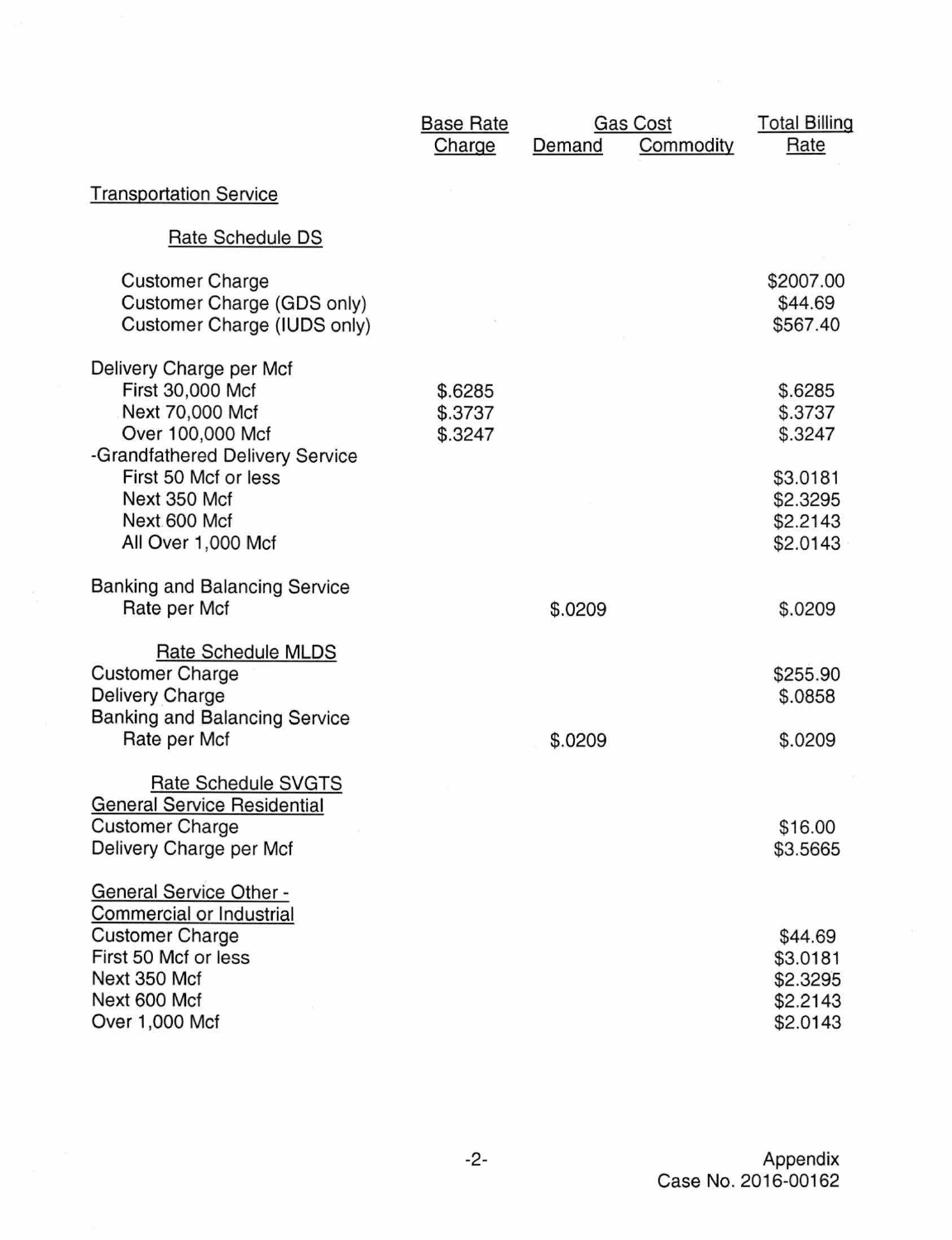| | Base Rate Charge | Gas Cost Demand | Gas Cost Commodity | Total Billing Rate |
|---|---|---|---|---|
| Transportation Service | | | | |
| Rate Schedule DS | | | | |
| Customer Charge | | | | $2007.00 |
| Customer Charge (GDS only) | | | | $44.69 |
| Customer Charge (IUDS only) | | | | $567.40 |
| Delivery Charge per Mcf | | | | |
| First 30,000 Mcf | $.6285 | | | $.6285 |
| Next 70,000 Mcf | $.3737 | | | $.3737 |
| Over 100,000 Mcf | $.3247 | | | $.3247 |
| -Grandfathered Delivery Service | | | | |
| First 50 Mcf or less | | | | $3.0181 |
| Next 350 Mcf | | | | $2.3295 |
| Next 600 Mcf | | | | $2.2143 |
| All Over 1,000 Mcf | | | | $2.0143 |
| Banking and Balancing Service | | | | |
| Rate per Mcf | | $.0209 | | $.0209 |
| Rate Schedule MLDS | | | | |
| Customer Charge | | | | $255.90 |
| Delivery Charge | | | | $.0858 |
| Banking and Balancing Service | | | | |
| Rate per Mcf | | $.0209 | | $.0209 |
| Rate Schedule SVGTS | | | | |
| General Service Residential | | | | |
| Customer Charge | | | | $16.00 |
| Delivery Charge per Mcf | | | | $3.5665 |
| General Service Other - Commercial or Industrial | | | | |
| Customer Charge | | | | $44.69 |
| First 50 Mcf or less | | | | $3.0181 |
| Next 350 Mcf | | | | $2.3295 |
| Next 600 Mcf | | | | $2.2143 |
| Over 1,000 Mcf | | | | $2.0143 |

Appendix
Case No. 2016-00162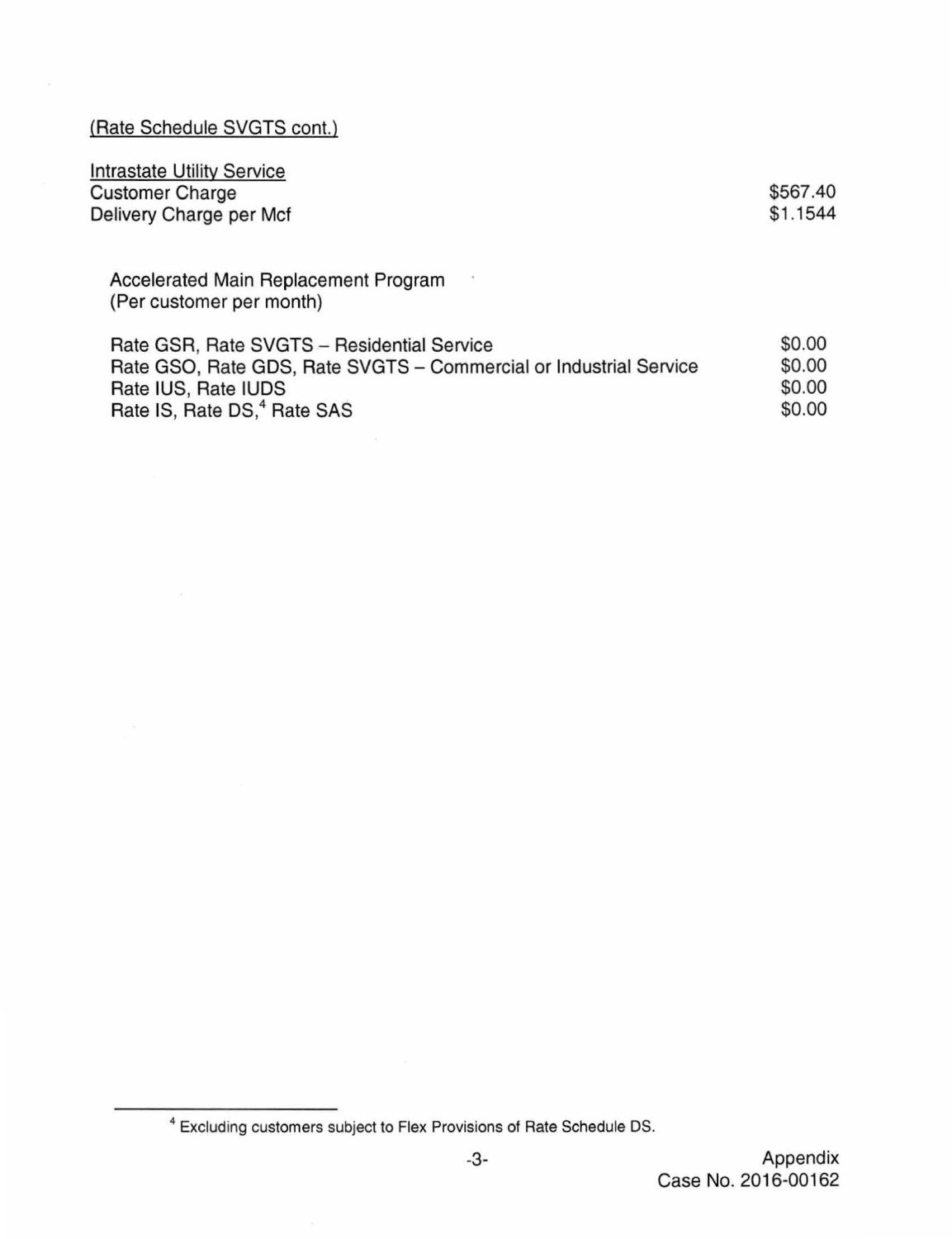(Rate Schedule SVGTS cont.)

Intrastate Utility Service

| | |
|---|---|
| Customer Charge | $567.40 |
| Delivery Charge per Mcf | $1.1544 |

Accelerated Main Replacement Program
(Per customer per month)

| | |
|---|---|
| Rate GSR, Rate SVGTS – Residential Service | $0.00 |
| Rate GSO, Rate GDS, Rate SVGTS – Commercial or Industrial Service | $0.00 |
| Rate IUS, Rate IUDS | $0.00 |
| Rate IS, Rate DS,[4] Rate SAS | $0.00 |

[4] Excluding customers subject to Flex Provisions of Rate Schedule DS.

Appendix
Case No. 2016-00162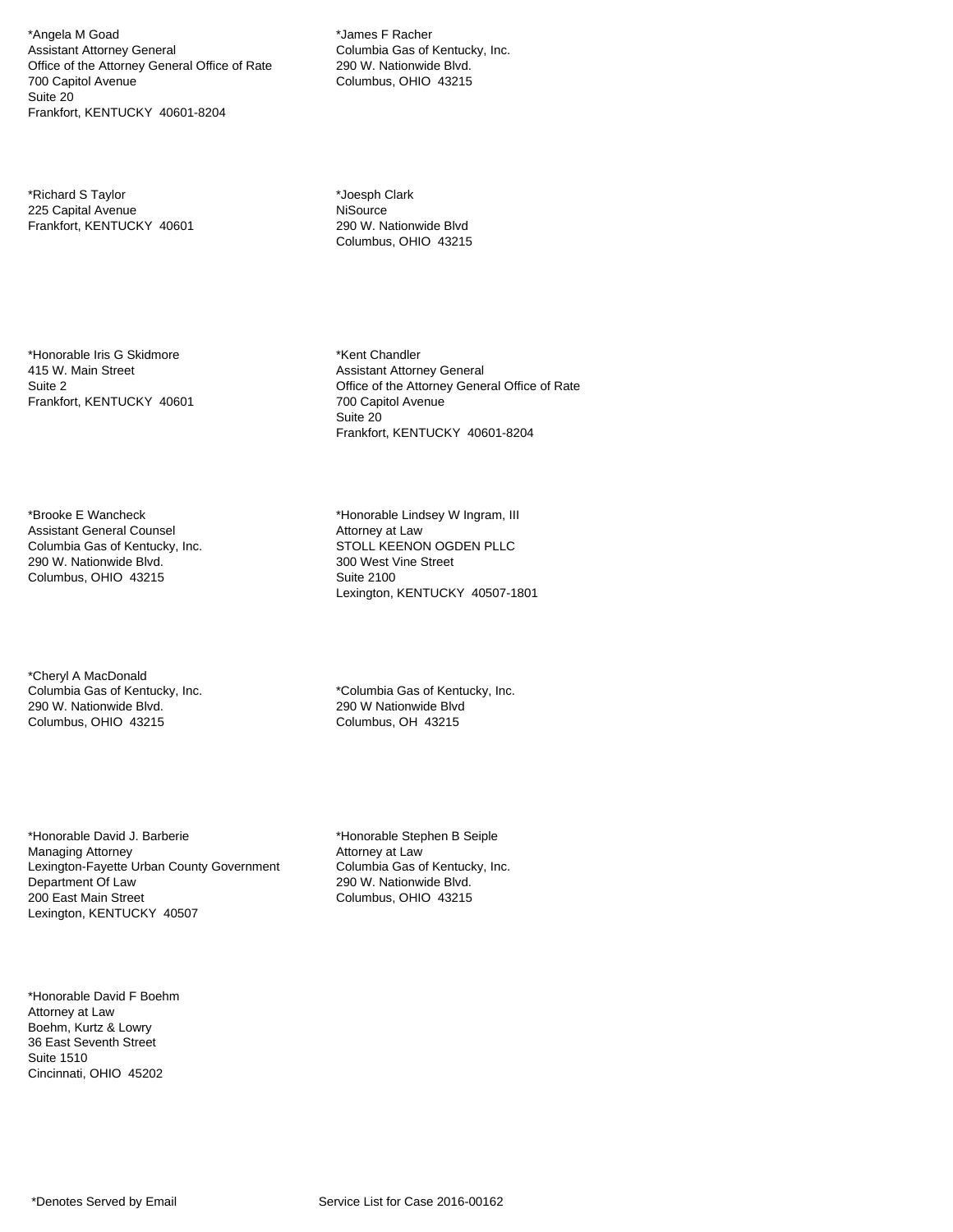*Angela M Goad
Assistant Attorney General
Office of the Attorney General Office of Rate
700 Capitol Avenue
Suite 20
Frankfort, KENTUCKY  40601-8204

*James F Racher
Columbia Gas of Kentucky, Inc.
290 W. Nationwide Blvd.
Columbus, OHIO  43215

*Richard S Taylor
225 Capital Avenue
Frankfort, KENTUCKY  40601

*Joesph Clark
NiSource
290 W. Nationwide Blvd
Columbus, OHIO  43215

*Honorable Iris G Skidmore
415 W. Main Street
Suite 2
Frankfort, KENTUCKY  40601

*Kent Chandler
Assistant Attorney General
Office of the Attorney General Office of Rate
700 Capitol Avenue
Suite 20
Frankfort, KENTUCKY  40601-8204

*Brooke E Wancheck
Assistant General Counsel
Columbia Gas of Kentucky, Inc.
290 W. Nationwide Blvd.
Columbus, OHIO  43215

*Honorable Lindsey W Ingram, III
Attorney at Law
STOLL KEENON OGDEN PLLC
300 West Vine Street
Suite 2100
Lexington, KENTUCKY  40507-1801

*Cheryl A MacDonald
Columbia Gas of Kentucky, Inc.
290 W. Nationwide Blvd.
Columbus, OHIO  43215

*Columbia Gas of Kentucky, Inc.
290 W Nationwide Blvd
Columbus, OH  43215

*Honorable David J. Barberie
Managing Attorney
Lexington-Fayette Urban County Government
Department Of Law
200 East Main Street
Lexington, KENTUCKY  40507

*Honorable Stephen B Seiple
Attorney at Law
Columbia Gas of Kentucky, Inc.
290 W. Nationwide Blvd.
Columbus, OHIO  43215

*Honorable David F Boehm
Attorney at Law
Boehm, Kurtz & Lowry
36 East Seventh Street
Suite 1510
Cincinnati, OHIO  45202

*Denotes Served by Email

Service List for Case 2016-00162